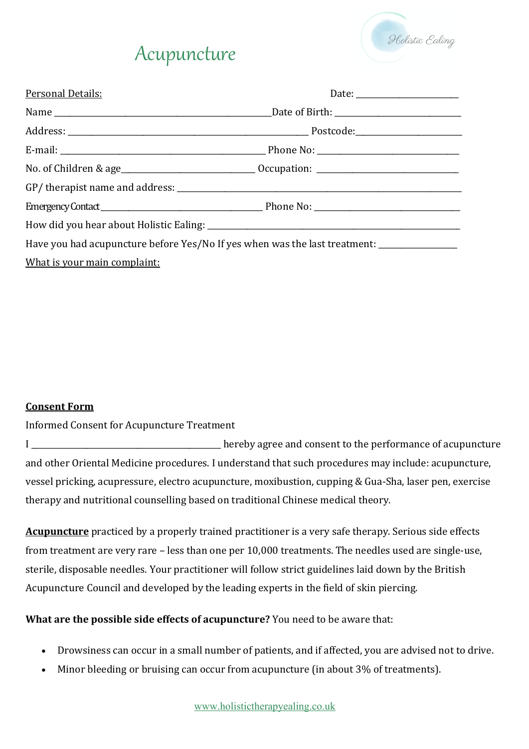# Acupuncture

Holistic Ealing

Personal Details: Date: ______________________

Name ______________________________________________ Date of Birth: ___________________________

Address: ___________________________________________________ Postcode: ______________________

E-mail: ____________________________________________ Phone No: ______________________________

No. of Children & age____________________________ Occupation: ______________________________

GP/ therapist name and address: _________________________________________________________________

Emergency Contact ___________________________________ Phone No: ______________________________

How did you hear about Holistic Ealing: _____________________________________________________

Have you had acupuncture before Yes/No If yes when was the last treatment: ________________

What is your main complaint:

**Consent Form**

Informed Consent for Acupuncture Treatment

I _________________________________________ hereby agree and consent to the performance of acupuncture and other Oriental Medicine procedures. I understand that such procedures may include: acupuncture, vessel pricking, acupressure, electro acupuncture, moxibustion, cupping & Gua-Sha, laser pen, exercise therapy and nutritional counselling based on traditional Chinese medical theory.

**Acupuncture** practiced by a properly trained practitioner is a very safe therapy. Serious side effects from treatment are very rare – less than one per 10,000 treatments. The needles used are single-use, sterile, disposable needles. Your practitioner will follow strict guidelines laid down by the British Acupuncture Council and developed by the leading experts in the field of skin piercing.

**What are the possible side effects of acupuncture?** You need to be aware that:

- Drowsiness can occur in a small number of patients, and if affected, you are advised not to drive.
- Minor bleeding or bruising can occur from acupuncture (in about 3% of treatments).

www.holistictherapyealing.co.uk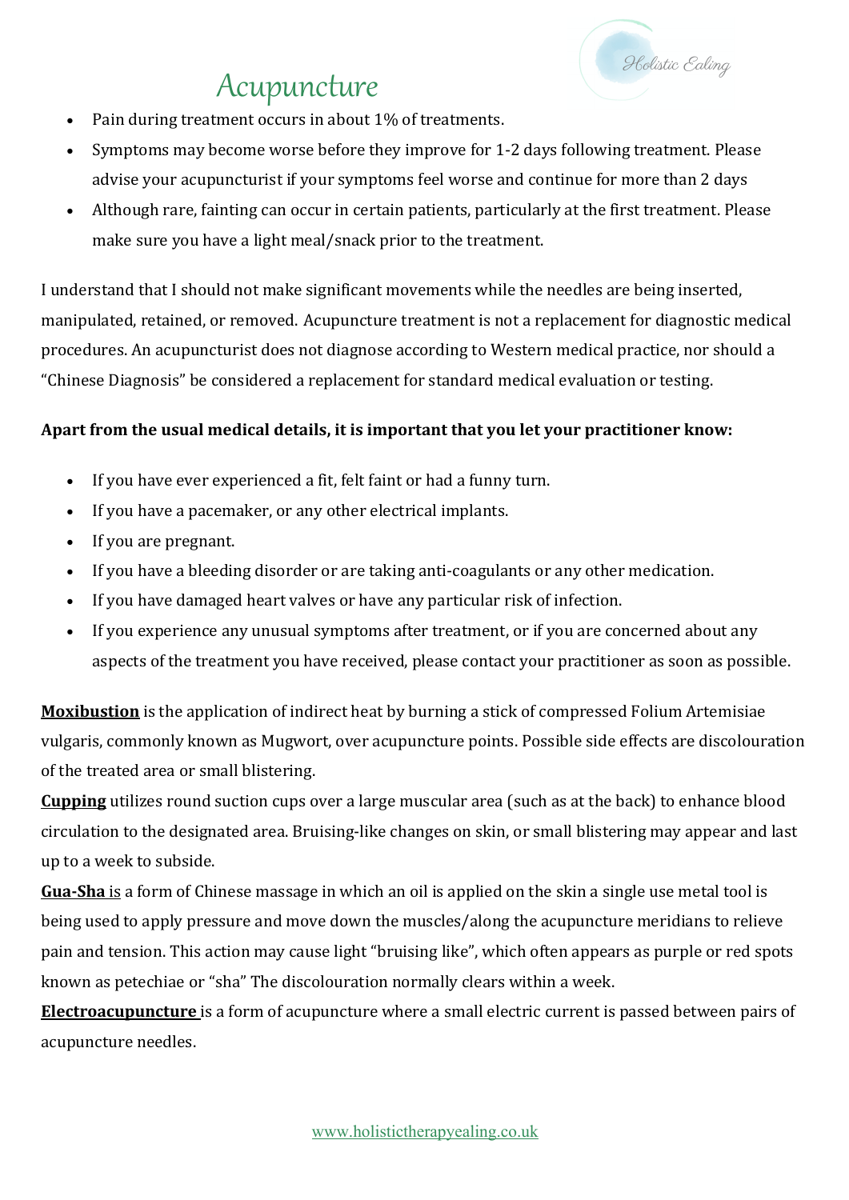# Acupuncture

- Pain during treatment occurs in about 1% of treatments.
- Symptoms may become worse before they improve for 1-2 days following treatment. Please advise your acupuncturist if your symptoms feel worse and continue for more than 2 days
- Although rare, fainting can occur in certain patients, particularly at the first treatment. Please make sure you have a light meal/snack prior to the treatment.

I understand that I should not make significant movements while the needles are being inserted, manipulated, retained, or removed. Acupuncture treatment is not a replacement for diagnostic medical procedures. An acupuncturist does not diagnose according to Western medical practice, nor should a "Chinese Diagnosis" be considered a replacement for standard medical evaluation or testing.

**Apart from the usual medical details, it is important that you let your practitioner know:**

- If you have ever experienced a fit, felt faint or had a funny turn.
- If you have a pacemaker, or any other electrical implants.
- If you are pregnant.
- If you have a bleeding disorder or are taking anti-coagulants or any other medication.
- If you have damaged heart valves or have any particular risk of infection.
- If you experience any unusual symptoms after treatment, or if you are concerned about any aspects of the treatment you have received, please contact your practitioner as soon as possible.

**Moxibustion** is the application of indirect heat by burning a stick of compressed Folium Artemisiae vulgaris, commonly known as Mugwort, over acupuncture points. Possible side effects are discolouration of the treated area or small blistering.

**Cupping** utilizes round suction cups over a large muscular area (such as at the back) to enhance blood circulation to the designated area. Bruising-like changes on skin, or small blistering may appear and last up to a week to subside.

**Gua-Sha** is a form of Chinese massage in which an oil is applied on the skin a single use metal tool is being used to apply pressure and move down the muscles/along the acupuncture meridians to relieve pain and tension. This action may cause light "bruising like", which often appears as purple or red spots known as petechiae or "sha" The discolouration normally clears within a week.

**Electroacupuncture** is a form of acupuncture where a small electric current is passed between pairs of acupuncture needles.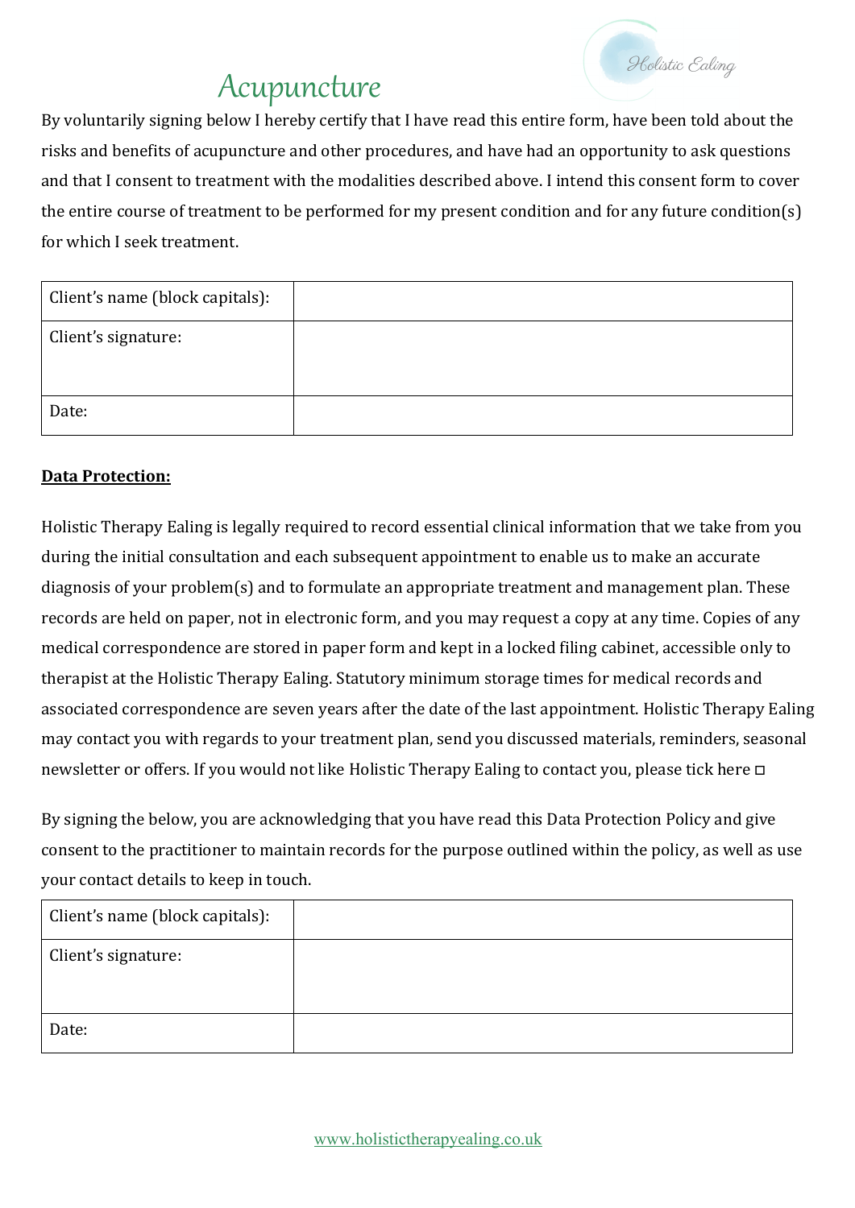# Acupuncture

By voluntarily signing below I hereby certify that I have read this entire form, have been told about the risks and benefits of acupuncture and other procedures, and have had an opportunity to ask questions and that I consent to treatment with the modalities described above. I intend this consent form to cover the entire course of treatment to be performed for my present condition and for any future condition(s) for which I seek treatment.

| | |
|---|---|
| Client's name (block capitals): | |
| Client's signature: | |
| Date: | |

**Data Protection:**

Holistic Therapy Ealing is legally required to record essential clinical information that we take from you during the initial consultation and each subsequent appointment to enable us to make an accurate diagnosis of your problem(s) and to formulate an appropriate treatment and management plan. These records are held on paper, not in electronic form, and you may request a copy at any time. Copies of any medical correspondence are stored in paper form and kept in a locked filing cabinet, accessible only to therapist at the Holistic Therapy Ealing. Statutory minimum storage times for medical records and associated correspondence are seven years after the date of the last appointment. Holistic Therapy Ealing may contact you with regards to your treatment plan, send you discussed materials, reminders, seasonal newsletter or offers. If you would not like Holistic Therapy Ealing to contact you, please tick here ☐

By signing the below, you are acknowledging that you have read this Data Protection Policy and give consent to the practitioner to maintain records for the purpose outlined within the policy, as well as use your contact details to keep in touch.

| | |
|---|---|
| Client's name (block capitals): | |
| Client's signature: | |
| Date: | |

www.holistictherapyealing.co.uk